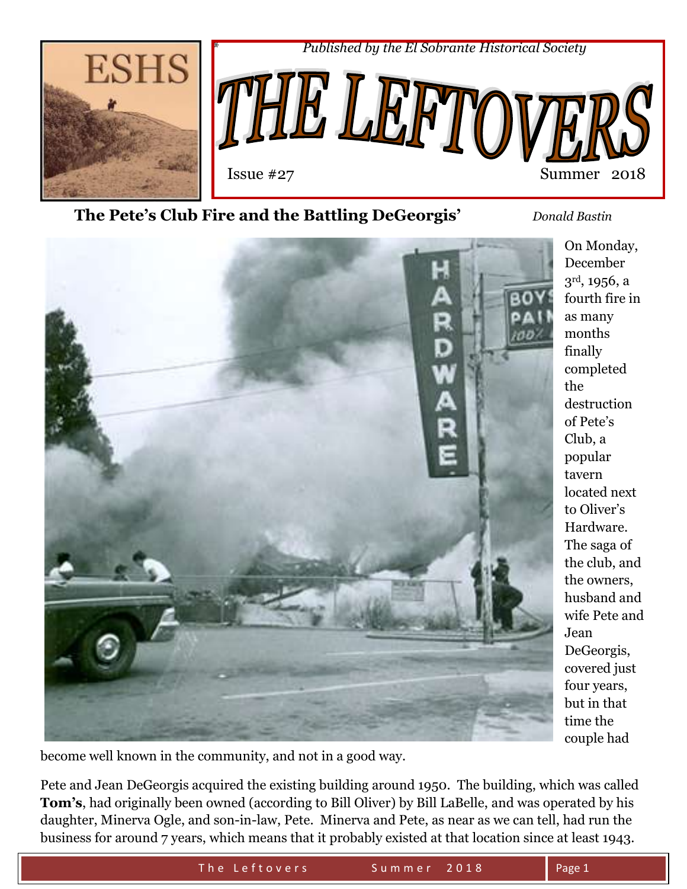*Published by the El Sobrante Historical Society*

# THE LEFTOVERS

Issue #27 Summer 2018

## The Pete's Club Fire and the Battling DeGeorgis'

*Donald Bastin*

On Monday, December 3rd, 1956, a fourth fire in as many months finally completed the destruction of Pete's Club, a popular tavern located next to Oliver's Hardware. The saga of the club, and the owners, husband and wife Pete and Jean DeGeorgis, covered just four years, but in that time the couple had become well known in the community, and not in a good way.

Pete and Jean DeGeorgis acquired the existing building around 1950. The building, which was called **Tom's**, had originally been owned (according to Bill Oliver) by Bill LaBelle, and was operated by his daughter, Minerva Ogle, and son-in-law, Pete. Minerva and Pete, as near as we can tell, had run the business for around 7 years, which means that it probably existed at that location since at least 1943.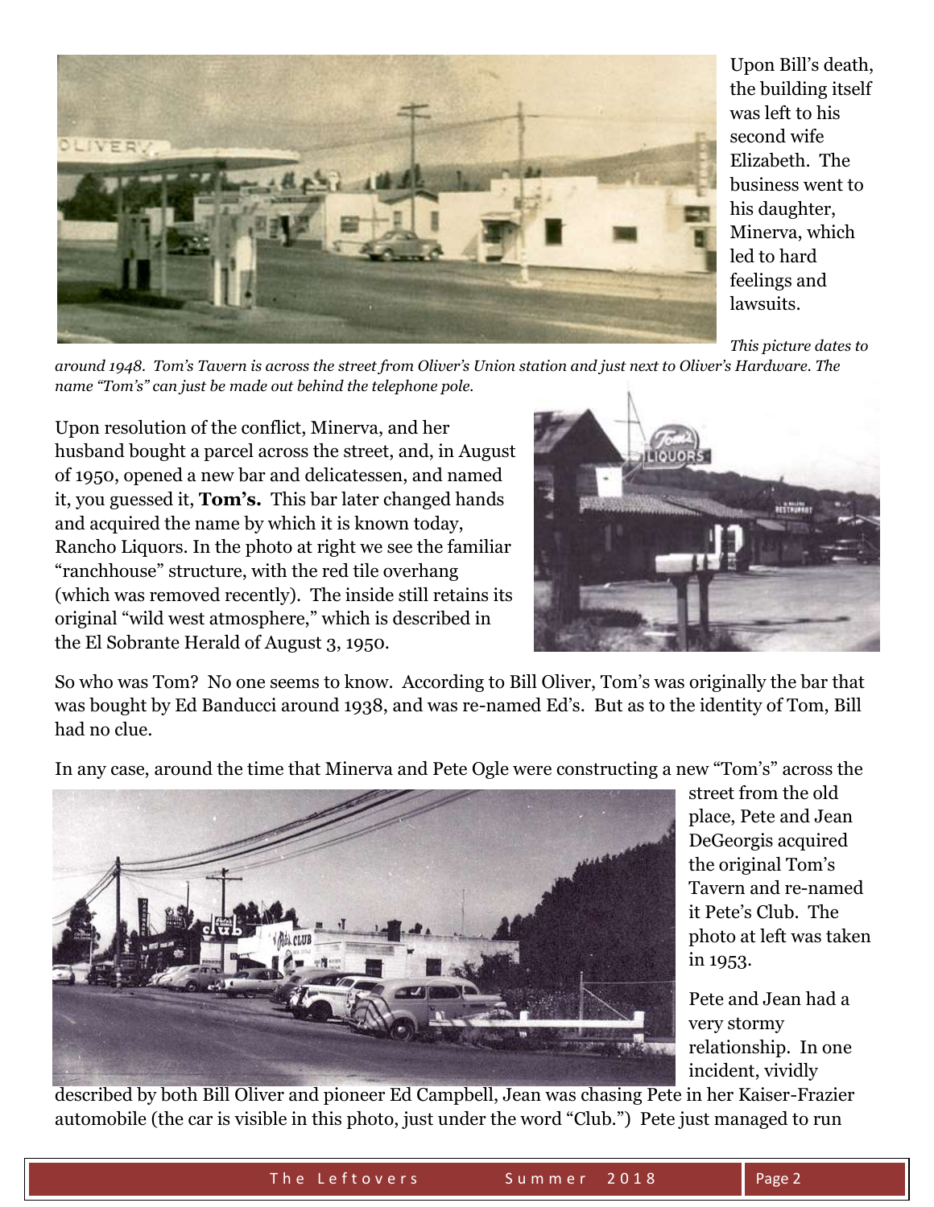Upon Bill's death, the building itself was left to his second wife Elizabeth. The business went to his daughter, Minerva, which led to hard feelings and lawsuits.

*This picture dates to around 1948. Tom's Tavern is across the street from Oliver's Union station and just next to Oliver's Hardware. The name "Tom's" can just be made out behind the telephone pole.*

Upon resolution of the conflict, Minerva, and her husband bought a parcel across the street, and, in August of 1950, opened a new bar and delicatessen, and named it, you guessed it, **Tom's.** This bar later changed hands and acquired the name by which it is known today, Rancho Liquors. In the photo at right we see the familiar "ranchhouse" structure, with the red tile overhang (which was removed recently). The inside still retains its original "wild west atmosphere," which is described in the El Sobrante Herald of August 3, 1950.

So who was Tom? No one seems to know. According to Bill Oliver, Tom's was originally the bar that was bought by Ed Banducci around 1938, and was re-named Ed's. But as to the identity of Tom, Bill had no clue.

In any case, around the time that Minerva and Pete Ogle were constructing a new "Tom's" across the street from the old place, Pete and Jean DeGeorgis acquired the original Tom's Tavern and re-named it Pete's Club. The photo at left was taken in 1953.

Pete and Jean had a very stormy relationship. In one incident, vividly described by both Bill Oliver and pioneer Ed Campbell, Jean was chasing Pete in her Kaiser-Frazier automobile (the car is visible in this photo, just under the word "Club.") Pete just managed to run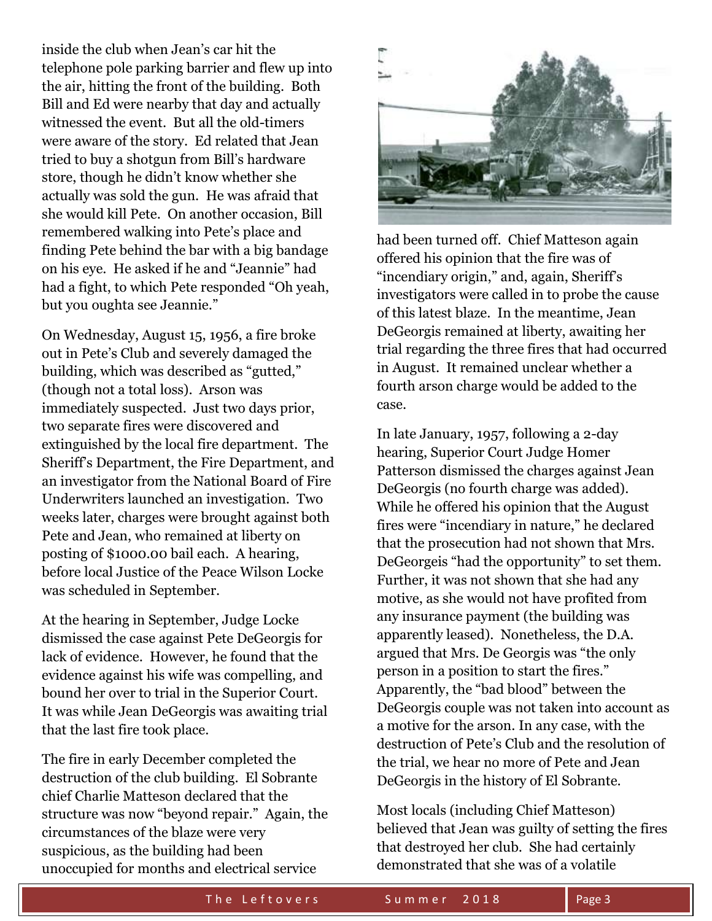inside the club when Jean's car hit the telephone pole parking barrier and flew up into the air, hitting the front of the building. Both Bill and Ed were nearby that day and actually witnessed the event. But all the old-timers were aware of the story. Ed related that Jean tried to buy a shotgun from Bill's hardware store, though he didn't know whether she actually was sold the gun. He was afraid that she would kill Pete. On another occasion, Bill remembered walking into Pete's place and finding Pete behind the bar with a big bandage on his eye. He asked if he and "Jeannie" had had a fight, to which Pete responded "Oh yeah, but you oughta see Jeannie."

On Wednesday, August 15, 1956, a fire broke out in Pete's Club and severely damaged the building, which was described as "gutted," (though not a total loss). Arson was immediately suspected. Just two days prior, two separate fires were discovered and extinguished by the local fire department. The Sheriff's Department, the Fire Department, and an investigator from the National Board of Fire Underwriters launched an investigation. Two weeks later, charges were brought against both Pete and Jean, who remained at liberty on posting of $1000.00 bail each. A hearing, before local Justice of the Peace Wilson Locke was scheduled in September.

At the hearing in September, Judge Locke dismissed the case against Pete DeGeorgis for lack of evidence. However, he found that the evidence against his wife was compelling, and bound her over to trial in the Superior Court. It was while Jean DeGeorgis was awaiting trial that the last fire took place.

The fire in early December completed the destruction of the club building. El Sobrante chief Charlie Matteson declared that the structure was now "beyond repair." Again, the circumstances of the blaze were very suspicious, as the building had been unoccupied for months and electrical service had been turned off. Chief Matteson again offered his opinion that the fire was of "incendiary origin," and, again, Sheriff's investigators were called in to probe the cause of this latest blaze. In the meantime, Jean DeGeorgis remained at liberty, awaiting her trial regarding the three fires that had occurred in August. It remained unclear whether a fourth arson charge would be added to the case.

In late January, 1957, following a 2-day hearing, Superior Court Judge Homer Patterson dismissed the charges against Jean DeGeorgis (no fourth charge was added). While he offered his opinion that the August fires were "incendiary in nature," he declared that the prosecution had not shown that Mrs. DeGeorgeis "had the opportunity" to set them. Further, it was not shown that she had any motive, as she would not have profited from any insurance payment (the building was apparently leased). Nonetheless, the D.A. argued that Mrs. De Georgis was "the only person in a position to start the fires." Apparently, the "bad blood" between the DeGeorgis couple was not taken into account as a motive for the arson. In any case, with the destruction of Pete's Club and the resolution of the trial, we hear no more of Pete and Jean DeGeorgis in the history of El Sobrante.

Most locals (including Chief Matteson) believed that Jean was guilty of setting the fires that destroyed her club. She had certainly demonstrated that she was of a volatile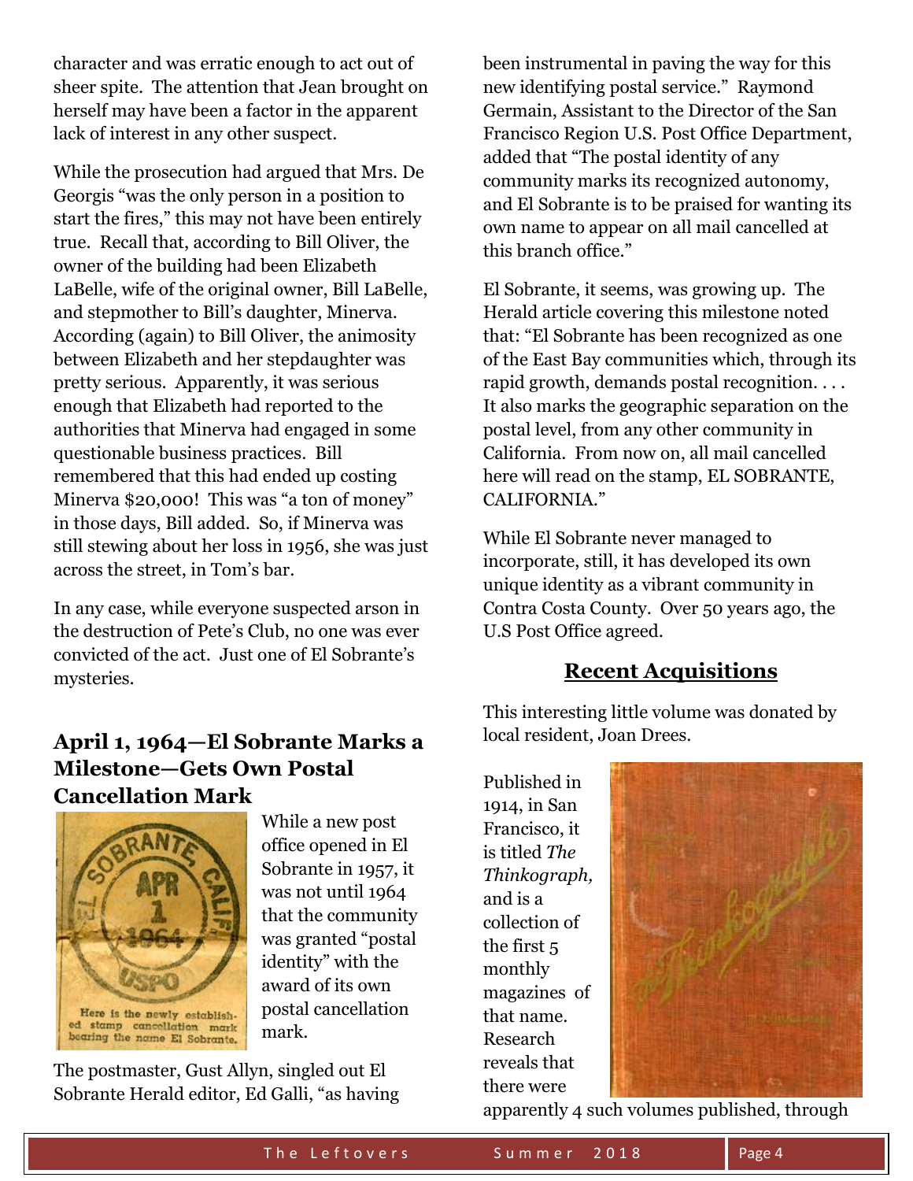character and was erratic enough to act out of sheer spite. The attention that Jean brought on herself may have been a factor in the apparent lack of interest in any other suspect.

While the prosecution had argued that Mrs. De Georgis "was the only person in a position to start the fires," this may not have been entirely true. Recall that, according to Bill Oliver, the owner of the building had been Elizabeth LaBelle, wife of the original owner, Bill LaBelle, and stepmother to Bill's daughter, Minerva. According (again) to Bill Oliver, the animosity between Elizabeth and her stepdaughter was pretty serious. Apparently, it was serious enough that Elizabeth had reported to the authorities that Minerva had engaged in some questionable business practices. Bill remembered that this had ended up costing Minerva $20,000! This was "a ton of money" in those days, Bill added. So, if Minerva was still stewing about her loss in 1956, she was just across the street, in Tom's bar.

In any case, while everyone suspected arson in the destruction of Pete's Club, no one was ever convicted of the act. Just one of El Sobrante's mysteries.

## April 1, 1964—El Sobrante Marks a Milestone—Gets Own Postal Cancellation Mark

Here is the newly established stamp cancellation mark bearing the name El Sobrante.

While a new post office opened in El Sobrante in 1957, it was not until 1964 that the community was granted "postal identity" with the award of its own postal cancellation mark.

The postmaster, Gust Allyn, singled out El Sobrante Herald editor, Ed Galli, "as having been instrumental in paving the way for this new identifying postal service." Raymond Germain, Assistant to the Director of the San Francisco Region U.S. Post Office Department, added that "The postal identity of any community marks its recognized autonomy, and El Sobrante is to be praised for wanting its own name to appear on all mail cancelled at this branch office."

El Sobrante, it seems, was growing up. The Herald article covering this milestone noted that: "El Sobrante has been recognized as one of the East Bay communities which, through its rapid growth, demands postal recognition. . . . It also marks the geographic separation on the postal level, from any other community in California. From now on, all mail cancelled here will read on the stamp, EL SOBRANTE, CALIFORNIA."

While El Sobrante never managed to incorporate, still, it has developed its own unique identity as a vibrant community in Contra Costa County. Over 50 years ago, the U.S Post Office agreed.

## Recent Acquisitions

This interesting little volume was donated by local resident, Joan Drees.

Published in 1914, in San Francisco, it is titled *The Thinkograph,* and is a collection of the first 5 monthly magazines of that name. Research reveals that there were apparently 4 such volumes published, through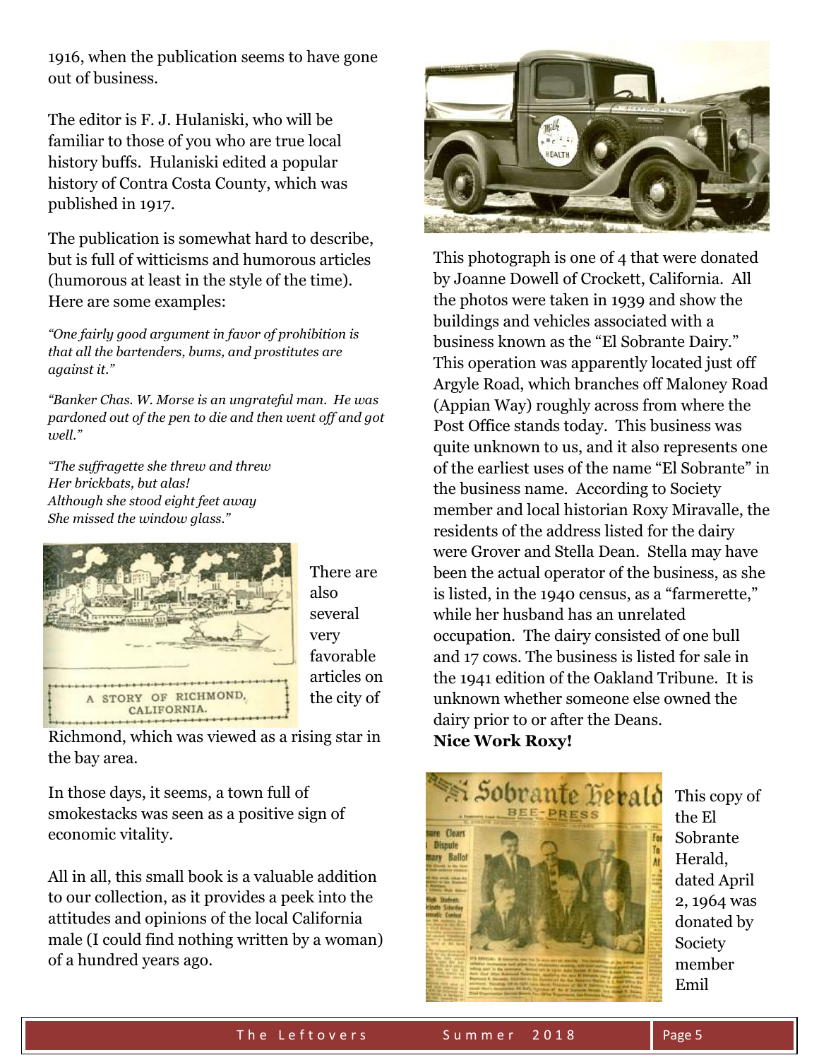1916, when the publication seems to have gone out of business.

The editor is F. J. Hulaniski, who will be familiar to those of you who are true local history buffs. Hulaniski edited a popular history of Contra Costa County, which was published in 1917.

The publication is somewhat hard to describe, but is full of witticisms and humorous articles (humorous at least in the style of the time). Here are some examples:

*"One fairly good argument in favor of prohibition is that all the bartenders, bums, and prostitutes are against it."*

*"Banker Chas. W. Morse is an ungrateful man. He was pardoned out of the pen to die and then went off and got well."*

*"The suffragette she threw and threw*
*Her brickbats, but alas!*
*Although she stood eight feet away*
*She missed the window glass."*

There are also several very favorable articles on the city of Richmond, which was viewed as a rising star in the bay area.

In those days, it seems, a town full of smokestacks was seen as a positive sign of economic vitality.

All in all, this small book is a valuable addition to our collection, as it provides a peek into the attitudes and opinions of the local California male (I could find nothing written by a woman) of a hundred years ago.

This photograph is one of 4 that were donated by Joanne Dowell of Crockett, California. All the photos were taken in 1939 and show the buildings and vehicles associated with a business known as the "El Sobrante Dairy." This operation was apparently located just off Argyle Road, which branches off Maloney Road (Appian Way) roughly across from where the Post Office stands today. This business was quite unknown to us, and it also represents one of the earliest uses of the name "El Sobrante" in the business name. According to Society member and local historian Roxy Miravalle, the residents of the address listed for the dairy were Grover and Stella Dean. Stella may have been the actual operator of the business, as she is listed, in the 1940 census, as a "farmerette," while her husband has an unrelated occupation. The dairy consisted of one bull and 17 cows. The business is listed for sale in the 1941 edition of the Oakland Tribune. It is unknown whether someone else owned the dairy prior to or after the Deans.

**Nice Work Roxy!**

This copy of the El Sobrante Herald, dated April 2, 1964 was donated by Society member Emil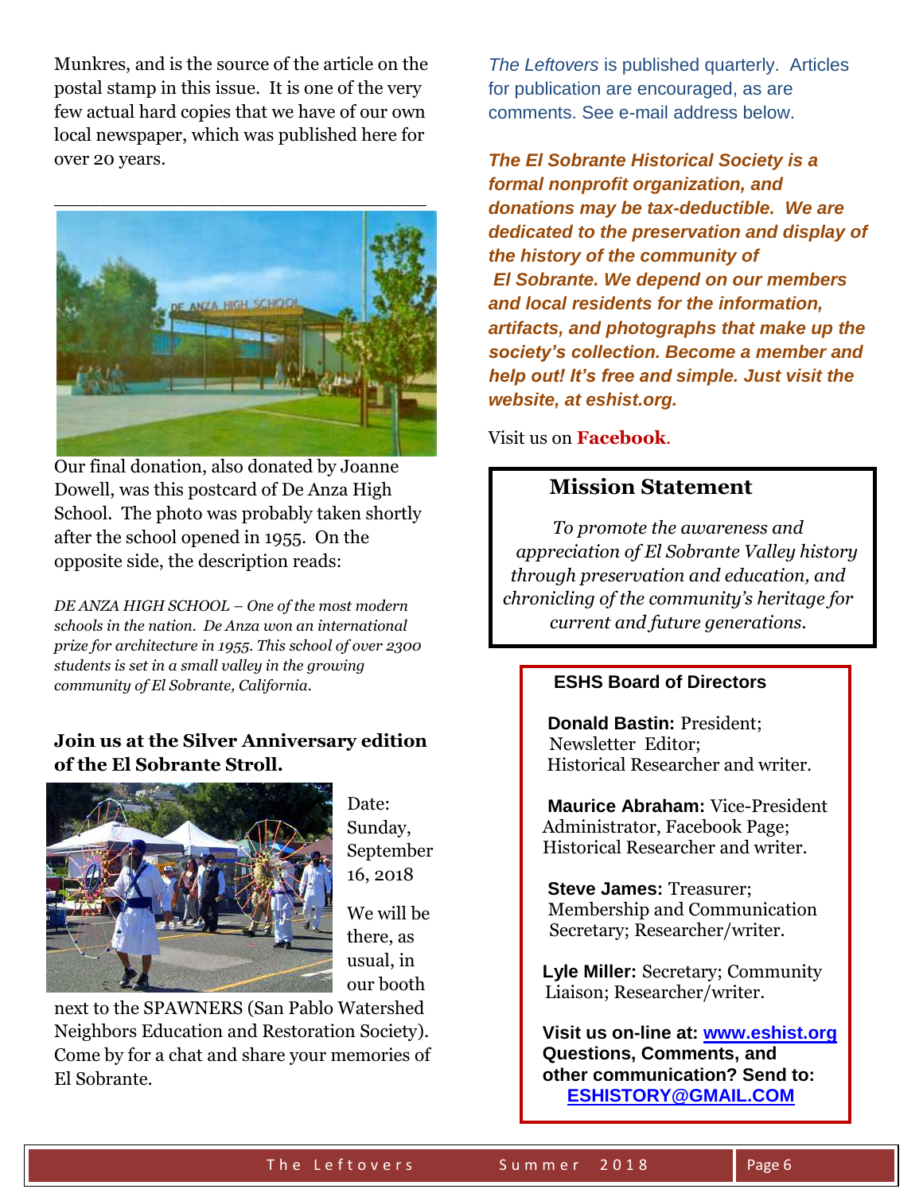Munkres, and is the source of the article on the postal stamp in this issue. It is one of the very few actual hard copies that we have of our own local newspaper, which was published here for over 20 years.

---

Our final donation, also donated by Joanne Dowell, was this postcard of De Anza High School. The photo was probably taken shortly after the school opened in 1955. On the opposite side, the description reads:

*DE ANZA HIGH SCHOOL – One of the most modern schools in the nation. De Anza won an international prize for architecture in 1955. This school of over 2300 students is set in a small valley in the growing community of El Sobrante, California.*

**Join us at the Silver Anniversary edition of the El Sobrante Stroll.**

Date: Sunday, September 16, 2018

We will be there, as usual, in our booth next to the SPAWNERS (San Pablo Watershed Neighbors Education and Restoration Society). Come by for a chat and share your memories of El Sobrante.

*The Leftovers* is published quarterly. Articles for publication are encouraged, as are comments. See e-mail address below.

***The El Sobrante Historical Society is a formal nonprofit organization, and donations may be tax-deductible. We are dedicated to the preservation and display of the history of the community of El Sobrante. We depend on our members and local residents for the information, artifacts, and photographs that make up the society's collection. Become a member and help out! It's free and simple. Just visit the website, at eshist.org.***

Visit us on **Facebook**.

## Mission Statement

*To promote the awareness and appreciation of El Sobrante Valley history through preservation and education, and chronicling of the community's heritage for current and future generations.*

**ESHS Board of Directors**

**Donald Bastin:** President; Newsletter Editor; Historical Researcher and writer.

**Maurice Abraham:** Vice-President Administrator, Facebook Page; Historical Researcher and writer.

**Steve James:** Treasurer; Membership and Communication Secretary; Researcher/writer.

**Lyle Miller:** Secretary; Community Liaison; Researcher/writer.

**Visit us on-line at: www.eshist.org**
**Questions, Comments, and other communication? Send to: ESHISTORY@GMAIL.COM**